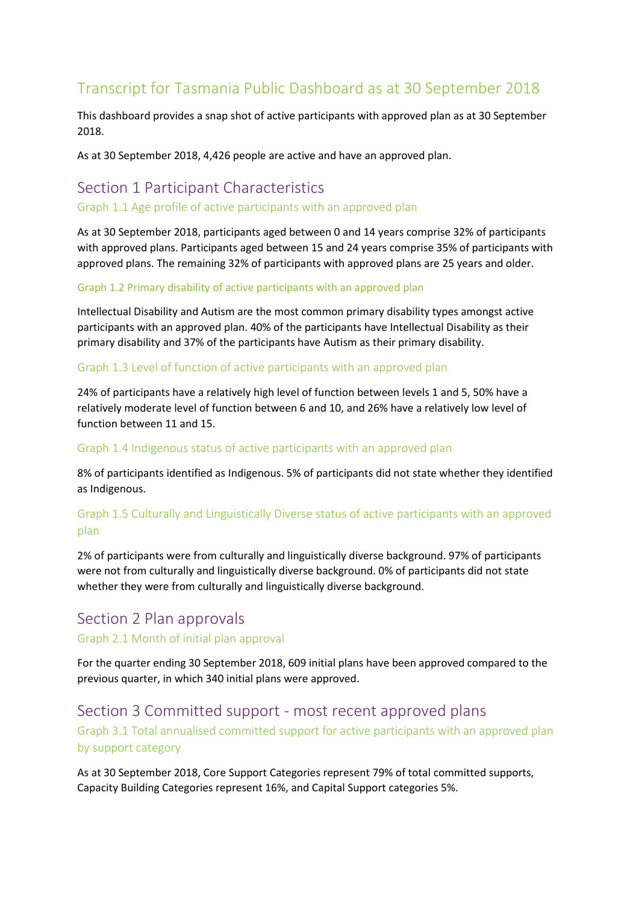# Transcript for Tasmania Public Dashboard as at 30 September 2018

This dashboard provides a snap shot of active participants with approved plan as at 30 September 2018.

As at 30 September 2018, 4,426 people are active and have an approved plan.

## Section 1 Participant Characteristics

### Graph 1.1 Age profile of active participants with an approved plan

As at 30 September 2018, participants aged between 0 and 14 years comprise 32% of participants with approved plans. Participants aged between 15 and 24 years comprise 35% of participants with approved plans. The remaining 32% of participants with approved plans are 25 years and older.

### Graph 1.2 Primary disability of active participants with an approved plan

Intellectual Disability and Autism are the most common primary disability types amongst active participants with an approved plan. 40% of the participants have Intellectual Disability as their primary disability and 37% of the participants have Autism as their primary disability.

### Graph 1.3 Level of function of active participants with an approved plan

24% of participants have a relatively high level of function between levels 1 and 5, 50% have a relatively moderate level of function between 6 and 10, and 26% have a relatively low level of function between 11 and 15.

### Graph 1.4 Indigenous status of active participants with an approved plan

8% of participants identified as Indigenous. 5% of participants did not state whether they identified as Indigenous.

### Graph 1.5 Culturally and Linguistically Diverse status of active participants with an approved plan

2% of participants were from culturally and linguistically diverse background. 97% of participants were not from culturally and linguistically diverse background. 0% of participants did not state whether they were from culturally and linguistically diverse background.

## Section 2 Plan approvals

### Graph 2.1 Month of initial plan approval

For the quarter ending 30 September 2018, 609 initial plans have been approved compared to the previous quarter, in which 340 initial plans were approved.

## Section 3 Committed support - most recent approved plans

### Graph 3.1 Total annualised committed support for active participants with an approved plan by support category

As at 30 September 2018, Core Support Categories represent 79% of total committed supports, Capacity Building Categories represent 16%, and Capital Support categories 5%.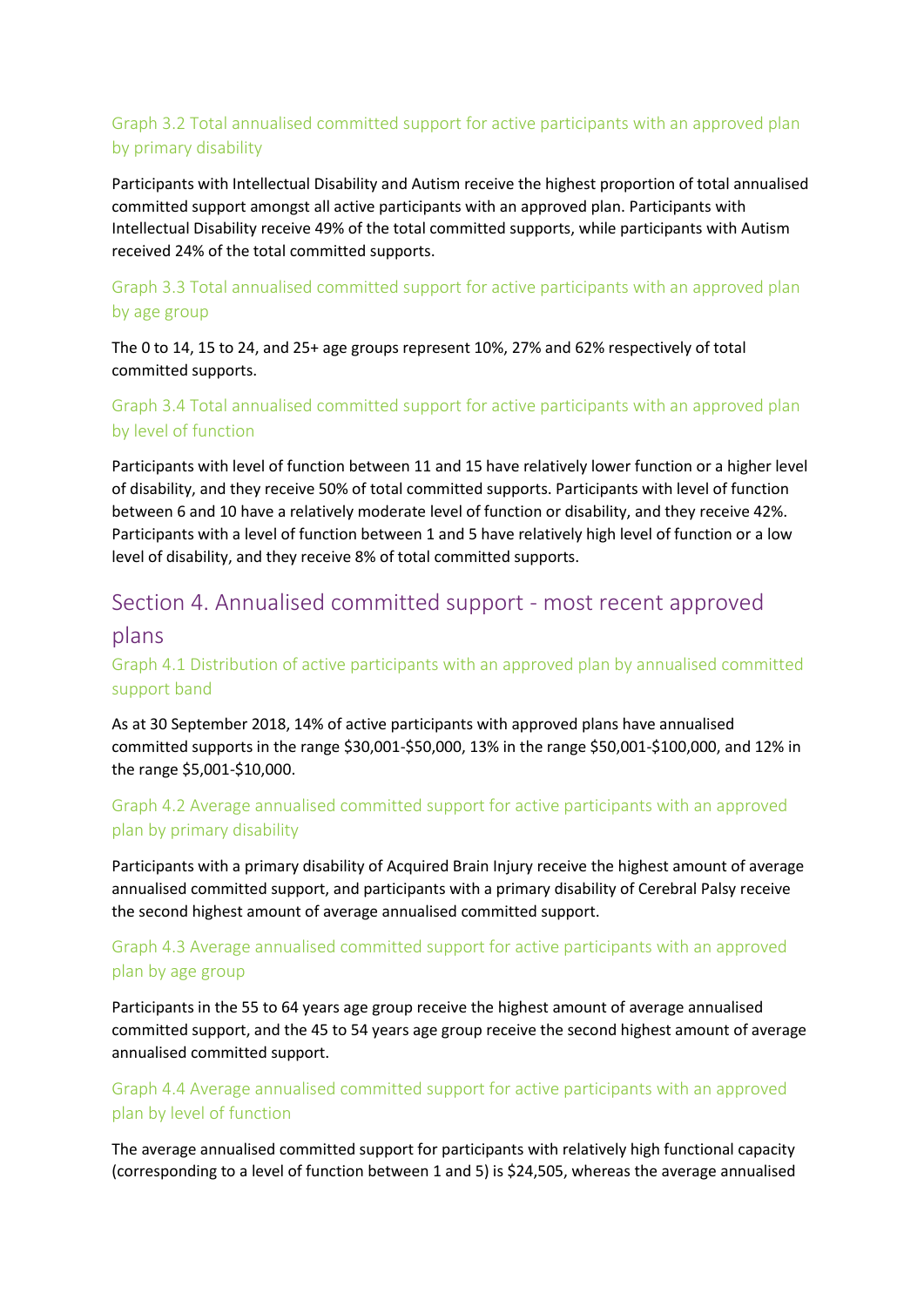### Graph 3.2 Total annualised committed support for active participants with an approved plan by primary disability

Participants with Intellectual Disability and Autism receive the highest proportion of total annualised committed support amongst all active participants with an approved plan. Participants with Intellectual Disability receive 49% of the total committed supports, while participants with Autism received 24% of the total committed supports.

### Graph 3.3 Total annualised committed support for active participants with an approved plan by age group

The 0 to 14, 15 to 24, and 25+ age groups represent 10%, 27% and 62% respectively of total committed supports.

### Graph 3.4 Total annualised committed support for active participants with an approved plan by level of function

Participants with level of function between 11 and 15 have relatively lower function or a higher level of disability, and they receive 50% of total committed supports. Participants with level of function between 6 and 10 have a relatively moderate level of function or disability, and they receive 42%. Participants with a level of function between 1 and 5 have relatively high level of function or a low level of disability, and they receive 8% of total committed supports.

## Section 4. Annualised committed support - most recent approved plans

### Graph 4.1 Distribution of active participants with an approved plan by annualised committed support band

As at 30 September 2018, 14% of active participants with approved plans have annualised committed supports in the range $30,001-$50,000, 13% in the range $50,001-$100,000, and 12% in the range $5,001-$10,000.

### Graph 4.2 Average annualised committed support for active participants with an approved plan by primary disability

Participants with a primary disability of Acquired Brain Injury receive the highest amount of average annualised committed support, and participants with a primary disability of Cerebral Palsy receive the second highest amount of average annualised committed support.

### Graph 4.3 Average annualised committed support for active participants with an approved plan by age group

Participants in the 55 to 64 years age group receive the highest amount of average annualised committed support, and the 45 to 54 years age group receive the second highest amount of average annualised committed support.

### Graph 4.4 Average annualised committed support for active participants with an approved plan by level of function

The average annualised committed support for participants with relatively high functional capacity (corresponding to a level of function between 1 and 5) is $24,505, whereas the average annualised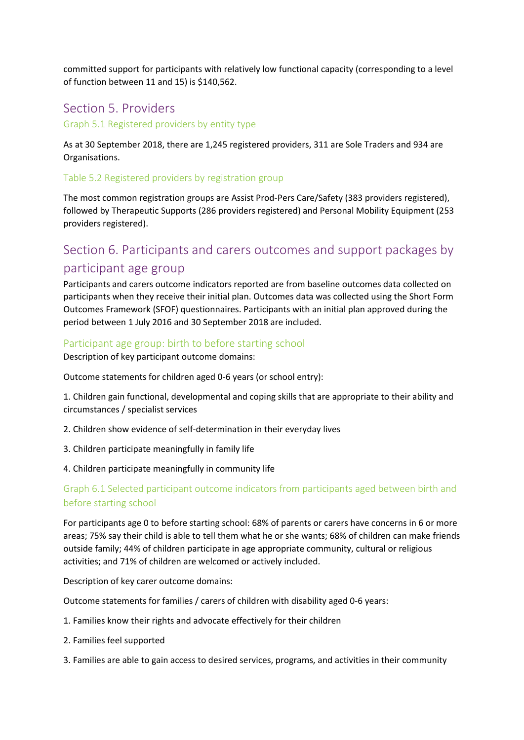committed support for participants with relatively low functional capacity (corresponding to a level of function between 11 and 15) is $140,562.

## Section 5. Providers

### Graph 5.1 Registered providers by entity type

As at 30 September 2018, there are 1,245 registered providers, 311 are Sole Traders and 934 are Organisations.

### Table 5.2 Registered providers by registration group

The most common registration groups are Assist Prod-Pers Care/Safety (383 providers registered), followed by Therapeutic Supports (286 providers registered) and Personal Mobility Equipment (253 providers registered).

## Section 6. Participants and carers outcomes and support packages by participant age group

Participants and carers outcome indicators reported are from baseline outcomes data collected on participants when they receive their initial plan. Outcomes data was collected using the Short Form Outcomes Framework (SFOF) questionnaires. Participants with an initial plan approved during the period between 1 July 2016 and 30 September 2018 are included.

### Participant age group: birth to before starting school

Description of key participant outcome domains:

Outcome statements for children aged 0-6 years (or school entry):

1. Children gain functional, developmental and coping skills that are appropriate to their ability and circumstances / specialist services
2. Children show evidence of self-determination in their everyday lives
3. Children participate meaningfully in family life
4. Children participate meaningfully in community life

### Graph 6.1 Selected participant outcome indicators from participants aged between birth and before starting school

For participants age 0 to before starting school: 68% of parents or carers have concerns in 6 or more areas; 75% say their child is able to tell them what he or she wants; 68% of children can make friends outside family; 44% of children participate in age appropriate community, cultural or religious activities; and 71% of children are welcomed or actively included.

Description of key carer outcome domains:

Outcome statements for families / carers of children with disability aged 0-6 years:

1. Families know their rights and advocate effectively for their children
2. Families feel supported
3. Families are able to gain access to desired services, programs, and activities in their community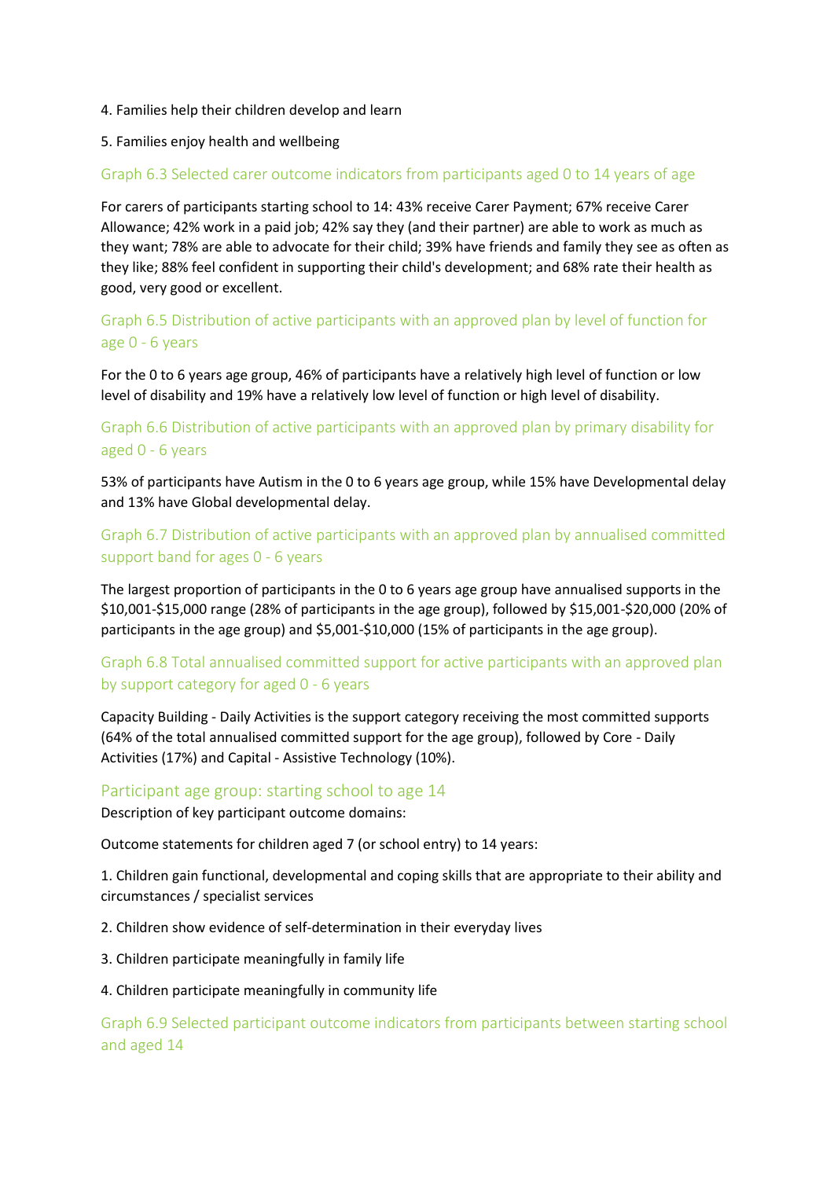4. Families help their children develop and learn

5. Families enjoy health and wellbeing

### Graph 6.3 Selected carer outcome indicators from participants aged 0 to 14 years of age

For carers of participants starting school to 14: 43% receive Carer Payment; 67% receive Carer Allowance; 42% work in a paid job; 42% say they (and their partner) are able to work as much as they want; 78% are able to advocate for their child; 39% have friends and family they see as often as they like; 88% feel confident in supporting their child's development; and 68% rate their health as good, very good or excellent.

### Graph 6.5 Distribution of active participants with an approved plan by level of function for age 0 - 6 years

For the 0 to 6 years age group, 46% of participants have a relatively high level of function or low level of disability and 19% have a relatively low level of function or high level of disability.

### Graph 6.6 Distribution of active participants with an approved plan by primary disability for aged 0 - 6 years

53% of participants have Autism in the 0 to 6 years age group, while 15% have Developmental delay and 13% have Global developmental delay.

### Graph 6.7 Distribution of active participants with an approved plan by annualised committed support band for ages 0 - 6 years

The largest proportion of participants in the 0 to 6 years age group have annualised supports in the $10,001-$15,000 range (28% of participants in the age group), followed by $15,001-$20,000 (20% of participants in the age group) and $5,001-$10,000 (15% of participants in the age group).

### Graph 6.8 Total annualised committed support for active participants with an approved plan by support category for aged 0 - 6 years

Capacity Building - Daily Activities is the support category receiving the most committed supports (64% of the total annualised committed support for the age group), followed by Core - Daily Activities (17%) and Capital - Assistive Technology (10%).

## Participant age group: starting school to age 14

Description of key participant outcome domains:

Outcome statements for children aged 7 (or school entry) to 14 years:

1. Children gain functional, developmental and coping skills that are appropriate to their ability and circumstances / specialist services

2. Children show evidence of self-determination in their everyday lives

3. Children participate meaningfully in family life

4. Children participate meaningfully in community life

### Graph 6.9 Selected participant outcome indicators from participants between starting school and aged 14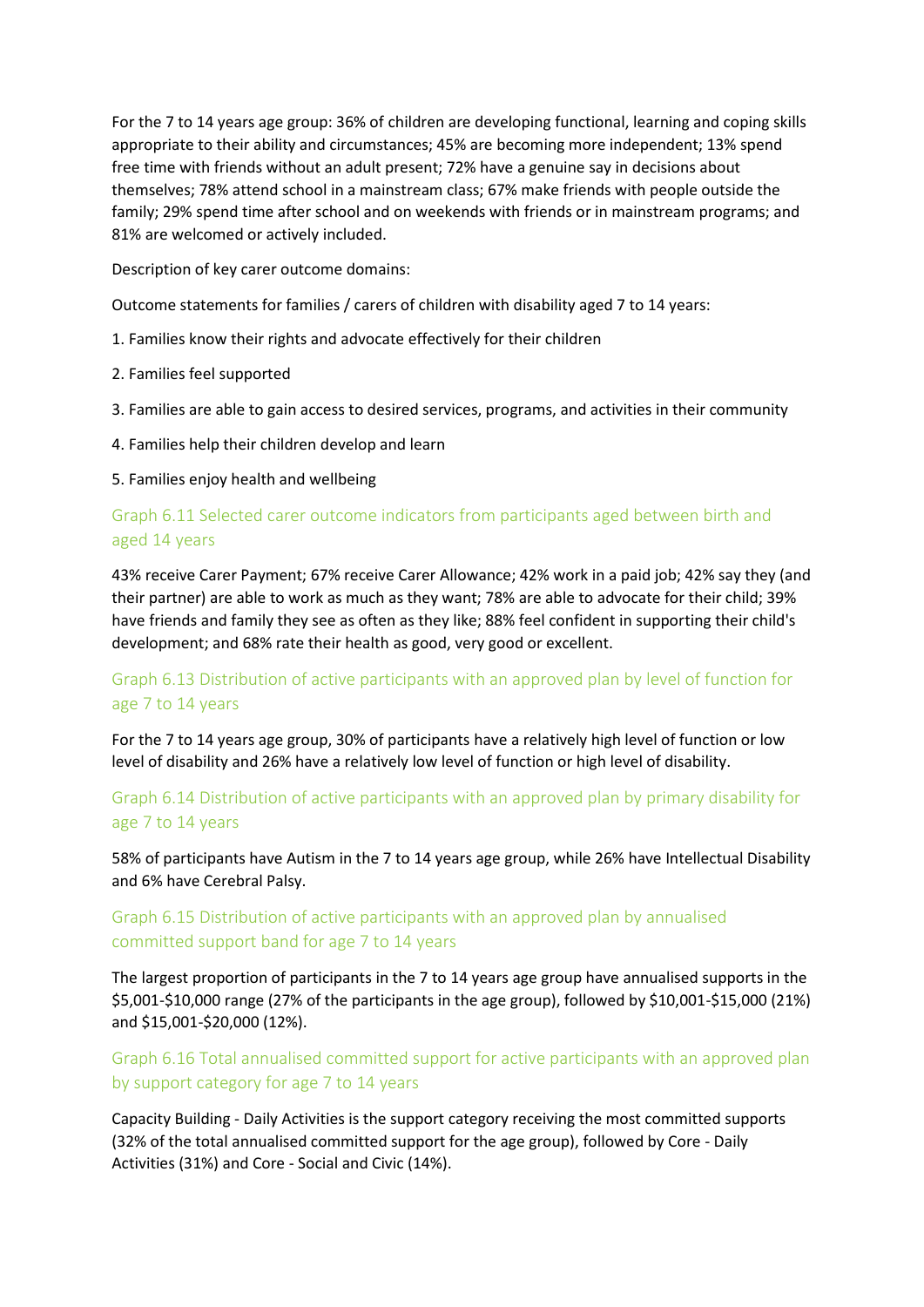For the 7 to 14 years age group: 36% of children are developing functional, learning and coping skills appropriate to their ability and circumstances; 45% are becoming more independent; 13% spend free time with friends without an adult present; 72% have a genuine say in decisions about themselves; 78% attend school in a mainstream class; 67% make friends with people outside the family; 29% spend time after school and on weekends with friends or in mainstream programs; and 81% are welcomed or actively included.

Description of key carer outcome domains:

Outcome statements for families / carers of children with disability aged 7 to 14 years:

1. Families know their rights and advocate effectively for their children
2. Families feel supported
3. Families are able to gain access to desired services, programs, and activities in their community
4. Families help their children develop and learn
5. Families enjoy health and wellbeing

### Graph 6.11 Selected carer outcome indicators from participants aged between birth and aged 14 years

43% receive Carer Payment; 67% receive Carer Allowance; 42% work in a paid job; 42% say they (and their partner) are able to work as much as they want; 78% are able to advocate for their child; 39% have friends and family they see as often as they like; 88% feel confident in supporting their child's development; and 68% rate their health as good, very good or excellent.

### Graph 6.13 Distribution of active participants with an approved plan by level of function for age 7 to 14 years

For the 7 to 14 years age group, 30% of participants have a relatively high level of function or low level of disability and 26% have a relatively low level of function or high level of disability.

### Graph 6.14 Distribution of active participants with an approved plan by primary disability for age 7 to 14 years

58% of participants have Autism in the 7 to 14 years age group, while 26% have Intellectual Disability and 6% have Cerebral Palsy.

### Graph 6.15 Distribution of active participants with an approved plan by annualised committed support band for age 7 to 14 years

The largest proportion of participants in the 7 to 14 years age group have annualised supports in the $5,001-$10,000 range (27% of the participants in the age group), followed by $10,001-$15,000 (21%) and $15,001-$20,000 (12%).

### Graph 6.16 Total annualised committed support for active participants with an approved plan by support category for age 7 to 14 years

Capacity Building - Daily Activities is the support category receiving the most committed supports (32% of the total annualised committed support for the age group), followed by Core - Daily Activities (31%) and Core - Social and Civic (14%).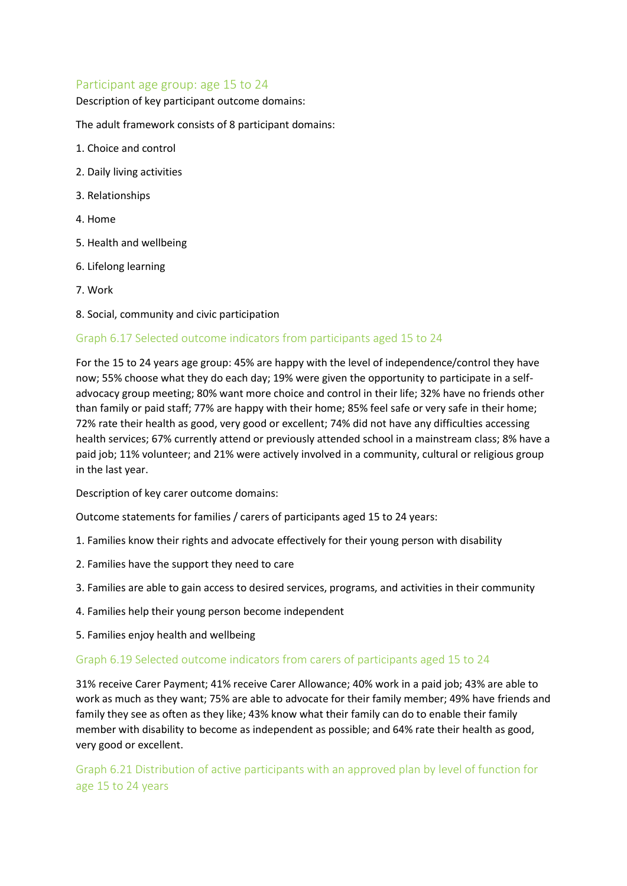## Participant age group: age 15 to 24

Description of key participant outcome domains:

The adult framework consists of 8 participant domains:

1. Choice and control
2. Daily living activities
3. Relationships
4. Home
5. Health and wellbeing
6. Lifelong learning
7. Work
8. Social, community and civic participation

### Graph 6.17 Selected outcome indicators from participants aged 15 to 24

For the 15 to 24 years age group: 45% are happy with the level of independence/control they have now; 55% choose what they do each day; 19% were given the opportunity to participate in a self-advocacy group meeting; 80% want more choice and control in their life; 32% have no friends other than family or paid staff; 77% are happy with their home; 85% feel safe or very safe in their home; 72% rate their health as good, very good or excellent; 74% did not have any difficulties accessing health services; 67% currently attend or previously attended school in a mainstream class; 8% have a paid job; 11% volunteer; and 21% were actively involved in a community, cultural or religious group in the last year.

Description of key carer outcome domains:

Outcome statements for families / carers of participants aged 15 to 24 years:

1. Families know their rights and advocate effectively for their young person with disability
2. Families have the support they need to care
3. Families are able to gain access to desired services, programs, and activities in their community
4. Families help their young person become independent
5. Families enjoy health and wellbeing

### Graph 6.19 Selected outcome indicators from carers of participants aged 15 to 24

31% receive Carer Payment; 41% receive Carer Allowance; 40% work in a paid job; 43% are able to work as much as they want; 75% are able to advocate for their family member; 49% have friends and family they see as often as they like; 43% know what their family can do to enable their family member with disability to become as independent as possible; and 64% rate their health as good, very good or excellent.

### Graph 6.21 Distribution of active participants with an approved plan by level of function for age 15 to 24 years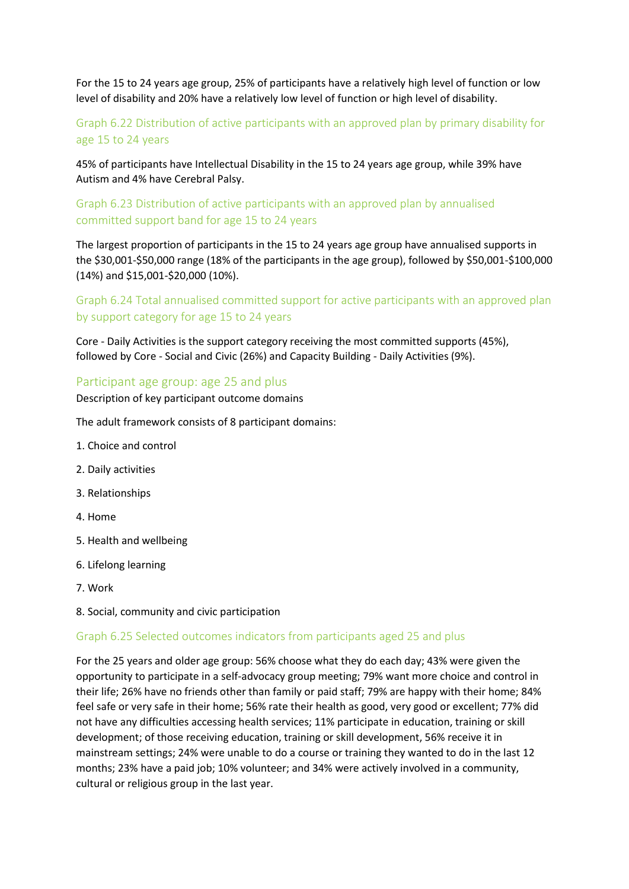For the 15 to 24 years age group, 25% of participants have a relatively high level of function or low level of disability and 20% have a relatively low level of function or high level of disability.

### Graph 6.22 Distribution of active participants with an approved plan by primary disability for age 15 to 24 years

45% of participants have Intellectual Disability in the 15 to 24 years age group, while 39% have Autism and 4% have Cerebral Palsy.

### Graph 6.23 Distribution of active participants with an approved plan by annualised committed support band for age 15 to 24 years

The largest proportion of participants in the 15 to 24 years age group have annualised supports in the $30,001-$50,000 range (18% of the participants in the age group), followed by $50,001-$100,000 (14%) and $15,001-$20,000 (10%).

### Graph 6.24 Total annualised committed support for active participants with an approved plan by support category for age 15 to 24 years

Core - Daily Activities is the support category receiving the most committed supports (45%), followed by Core - Social and Civic (26%) and Capacity Building - Daily Activities (9%).

## Participant age group: age 25 and plus

Description of key participant outcome domains

The adult framework consists of 8 participant domains:

1. Choice and control
2. Daily activities
3. Relationships
4. Home
5. Health and wellbeing
6. Lifelong learning
7. Work
8. Social, community and civic participation

### Graph 6.25 Selected outcomes indicators from participants aged 25 and plus

For the 25 years and older age group: 56% choose what they do each day; 43% were given the opportunity to participate in a self-advocacy group meeting; 79% want more choice and control in their life; 26% have no friends other than family or paid staff; 79% are happy with their home; 84% feel safe or very safe in their home; 56% rate their health as good, very good or excellent; 77% did not have any difficulties accessing health services; 11% participate in education, training or skill development; of those receiving education, training or skill development, 56% receive it in mainstream settings; 24% were unable to do a course or training they wanted to do in the last 12 months; 23% have a paid job; 10% volunteer; and 34% were actively involved in a community, cultural or religious group in the last year.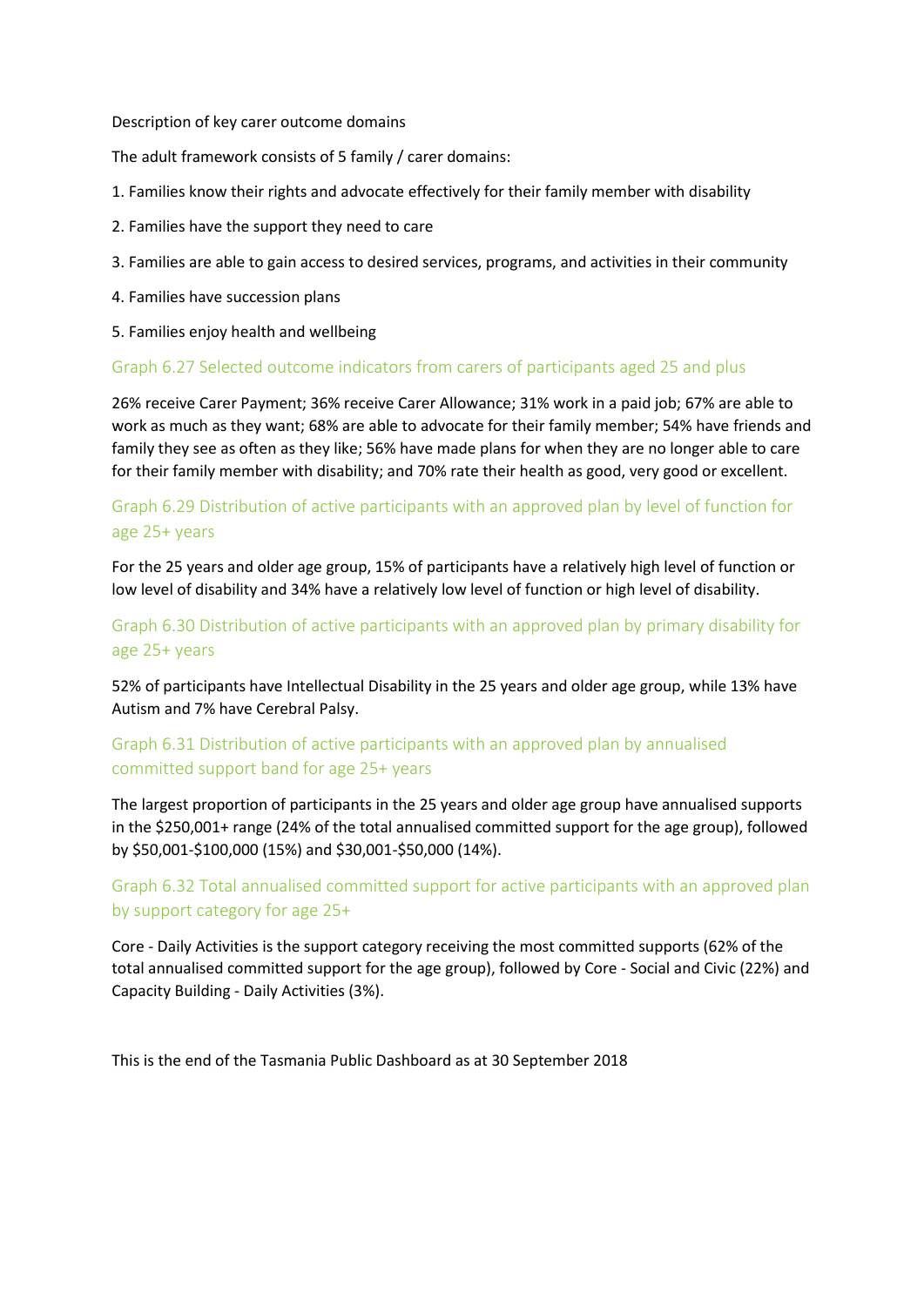Description of key carer outcome domains

The adult framework consists of 5 family / carer domains:

1. Families know their rights and advocate effectively for their family member with disability
2. Families have the support they need to care
3. Families are able to gain access to desired services, programs, and activities in their community
4. Families have succession plans
5. Families enjoy health and wellbeing

### Graph 6.27 Selected outcome indicators from carers of participants aged 25 and plus

26% receive Carer Payment; 36% receive Carer Allowance; 31% work in a paid job; 67% are able to work as much as they want; 68% are able to advocate for their family member; 54% have friends and family they see as often as they like; 56% have made plans for when they are no longer able to care for their family member with disability; and 70% rate their health as good, very good or excellent.

### Graph 6.29 Distribution of active participants with an approved plan by level of function for age 25+ years

For the 25 years and older age group, 15% of participants have a relatively high level of function or low level of disability and 34% have a relatively low level of function or high level of disability.

### Graph 6.30 Distribution of active participants with an approved plan by primary disability for age 25+ years

52% of participants have Intellectual Disability in the 25 years and older age group, while 13% have Autism and 7% have Cerebral Palsy.

### Graph 6.31 Distribution of active participants with an approved plan by annualised committed support band for age 25+ years

The largest proportion of participants in the 25 years and older age group have annualised supports in the $250,001+ range (24% of the total annualised committed support for the age group), followed by $50,001-$100,000 (15%) and $30,001-$50,000 (14%).

### Graph 6.32 Total annualised committed support for active participants with an approved plan by support category for age 25+

Core - Daily Activities is the support category receiving the most committed supports (62% of the total annualised committed support for the age group), followed by Core - Social and Civic (22%) and Capacity Building - Daily Activities (3%).

This is the end of the Tasmania Public Dashboard as at 30 September 2018